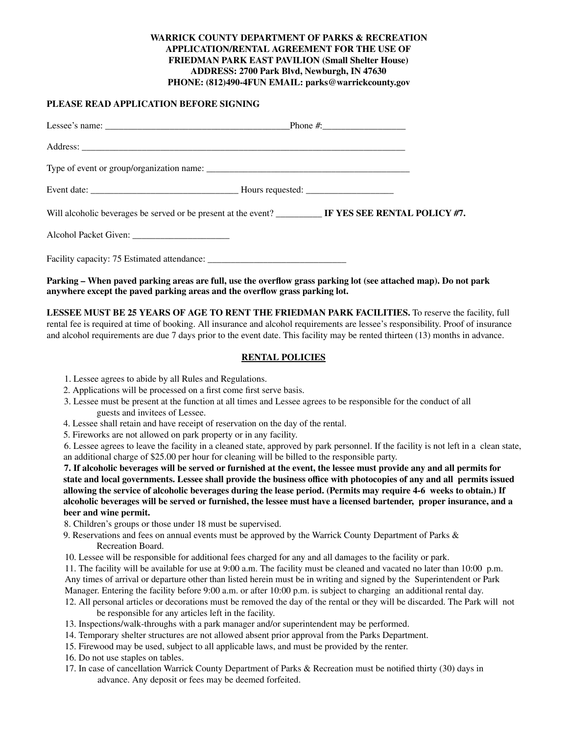**WARRICK COUNTY DEPARTMENT OF PARKS & RECREATION**
**APPLICATION/RENTAL AGREEMENT FOR THE USE OF**
**FRIEDMAN PARK EAST PAVILION (Small Shelter House)**
**ADDRESS: 2700 Park Blvd, Newburgh, IN 47630**
**PHONE: (812)490-4FUN EMAIL: parks@warrickcounty.gov**

**PLEASE READ APPLICATION BEFORE SIGNING**

Lessee's name: ________________________________________Phone #:__________________

Address: ___________________________________________________________________________

Type of event or group/organization name: _____________________________________________

Event date: _________________________________ Hours requested: ___________________

Will alcoholic beverages be served or be present at the event? __________ **IF YES SEE RENTAL POLICY #7.**

Alcohol Packet Given: _____________________

Facility capacity: 75 Estimated attendance: ______________________________

**Parking – When paved parking areas are full, use the overflow grass parking lot (see attached map). Do not park anywhere except the paved parking areas and the overflow grass parking lot.**

**LESSEE MUST BE 25 YEARS OF AGE TO RENT THE FRIEDMAN PARK FACILITIES.** To reserve the facility, full rental fee is required at time of booking. All insurance and alcohol requirements are lessee's responsibility. Proof of insurance and alcohol requirements are due 7 days prior to the event date. This facility may be rented thirteen (13) months in advance.

## RENTAL POLICIES

1. Lessee agrees to abide by all Rules and Regulations.
2. Applications will be processed on a first come first serve basis.
3. Lessee must be present at the function at all times and Lessee agrees to be responsible for the conduct of all guests and invitees of Lessee.
4. Lessee shall retain and have receipt of reservation on the day of the rental.
5. Fireworks are not allowed on park property or in any facility.
6. Lessee agrees to leave the facility in a cleaned state, approved by park personnel. If the facility is not left in a clean state, an additional charge of $25.00 per hour for cleaning will be billed to the responsible party.
7. **If alcoholic beverages will be served or furnished at the event, the lessee must provide any and all permits for state and local governments. Lessee shall provide the business office with photocopies of any and all permits issued allowing the service of alcoholic beverages during the lease period. (Permits may require 4-6 weeks to obtain.) If alcoholic beverages will be served or furnished, the lessee must have a licensed bartender, proper insurance, and a beer and wine permit.**
8. Children's groups or those under 18 must be supervised.
9. Reservations and fees on annual events must be approved by the Warrick County Department of Parks & Recreation Board.
10. Lessee will be responsible for additional fees charged for any and all damages to the facility or park.
11. The facility will be available for use at 9:00 a.m. The facility must be cleaned and vacated no later than 10:00 p.m. Any times of arrival or departure other than listed herein must be in writing and signed by the Superintendent or Park Manager. Entering the facility before 9:00 a.m. or after 10:00 p.m. is subject to charging an additional rental day.
12. All personal articles or decorations must be removed the day of the rental or they will be discarded. The Park will not be responsible for any articles left in the facility.
13. Inspections/walk-throughs with a park manager and/or superintendent may be performed.
14. Temporary shelter structures are not allowed absent prior approval from the Parks Department.
15. Firewood may be used, subject to all applicable laws, and must be provided by the renter.
16. Do not use staples on tables.
17. In case of cancellation Warrick County Department of Parks & Recreation must be notified thirty (30) days in advance. Any deposit or fees may be deemed forfeited.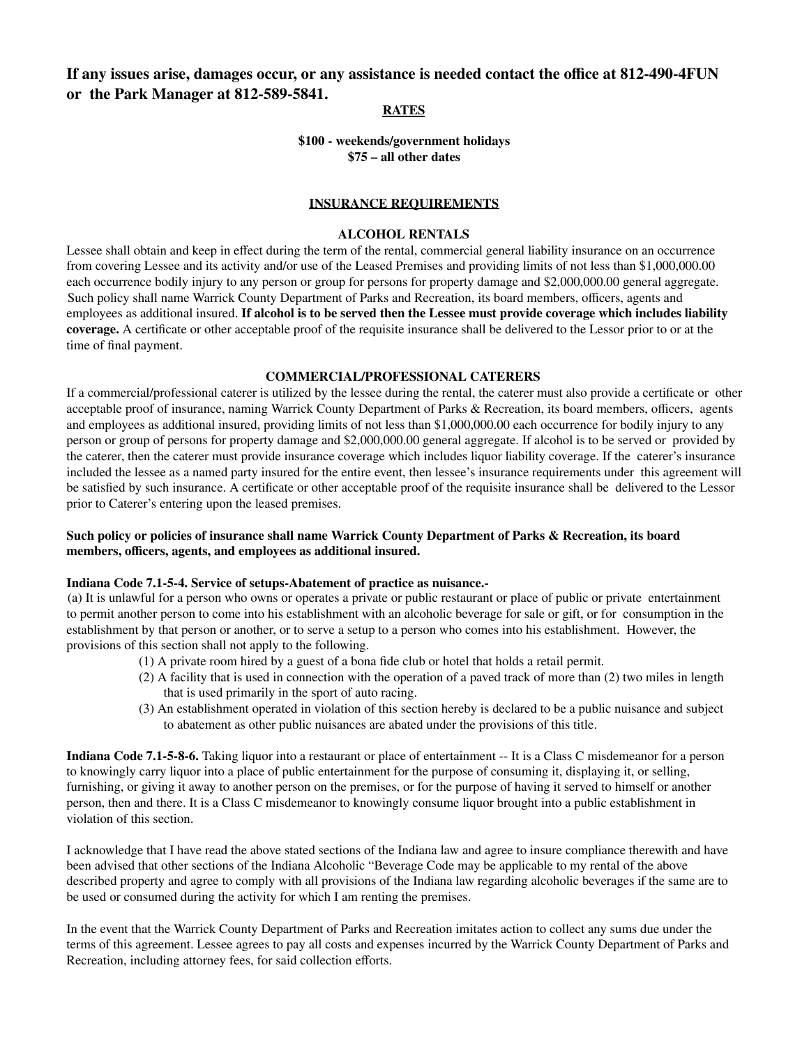**If any issues arise, damages occur, or any assistance is needed contact the office at 812-490-4FUN or the Park Manager at 812-589-5841.**

## RATES

**$100 - weekends/government holidays**
**$75 – all other dates**

## INSURANCE REQUIREMENTS

### ALCOHOL RENTALS

Lessee shall obtain and keep in effect during the term of the rental, commercial general liability insurance on an occurrence from covering Lessee and its activity and/or use of the Leased Premises and providing limits of not less than $1,000,000.00 each occurrence bodily injury to any person or group for persons for property damage and $2,000,000.00 general aggregate. Such policy shall name Warrick County Department of Parks and Recreation, its board members, officers, agents and employees as additional insured. **If alcohol is to be served then the Lessee must provide coverage which includes liability coverage.** A certificate or other acceptable proof of the requisite insurance shall be delivered to the Lessor prior to or at the time of final payment.

### COMMERCIAL/PROFESSIONAL CATERERS

If a commercial/professional caterer is utilized by the lessee during the rental, the caterer must also provide a certificate or other acceptable proof of insurance, naming Warrick County Department of Parks & Recreation, its board members, officers, agents and employees as additional insured, providing limits of not less than $1,000,000.00 each occurrence for bodily injury to any person or group of persons for property damage and $2,000,000.00 general aggregate. If alcohol is to be served or provided by the caterer, then the caterer must provide insurance coverage which includes liquor liability coverage. If the caterer's insurance included the lessee as a named party insured for the entire event, then lessee's insurance requirements under this agreement will be satisfied by such insurance. A certificate or other acceptable proof of the requisite insurance shall be delivered to the Lessor prior to Caterer's entering upon the leased premises.

**Such policy or policies of insurance shall name Warrick County Department of Parks & Recreation, its board members, officers, agents, and employees as additional insured.**

**Indiana Code 7.1-5-4. Service of setups-Abatement of practice as nuisance.-**
(a) It is unlawful for a person who owns or operates a private or public restaurant or place of public or private entertainment to permit another person to come into his establishment with an alcoholic beverage for sale or gift, or for consumption in the establishment by that person or another, or to serve a setup to a person who comes into his establishment. However, the provisions of this section shall not apply to the following.

(1) A private room hired by a guest of a bona fide club or hotel that holds a retail permit.
(2) A facility that is used in connection with the operation of a paved track of more than (2) two miles in length that is used primarily in the sport of auto racing.
(3) An establishment operated in violation of this section hereby is declared to be a public nuisance and subject to abatement as other public nuisances are abated under the provisions of this title.

**Indiana Code 7.1-5-8-6.** Taking liquor into a restaurant or place of entertainment -- It is a Class C misdemeanor for a person to knowingly carry liquor into a place of public entertainment for the purpose of consuming it, displaying it, or selling, furnishing, or giving it away to another person on the premises, or for the purpose of having it served to himself or another person, then and there. It is a Class C misdemeanor to knowingly consume liquor brought into a public establishment in violation of this section.

I acknowledge that I have read the above stated sections of the Indiana law and agree to insure compliance therewith and have been advised that other sections of the Indiana Alcoholic "Beverage Code may be applicable to my rental of the above described property and agree to comply with all provisions of the Indiana law regarding alcoholic beverages if the same are to be used or consumed during the activity for which I am renting the premises.

In the event that the Warrick County Department of Parks and Recreation imitates action to collect any sums due under the terms of this agreement. Lessee agrees to pay all costs and expenses incurred by the Warrick County Department of Parks and Recreation, including attorney fees, for said collection efforts.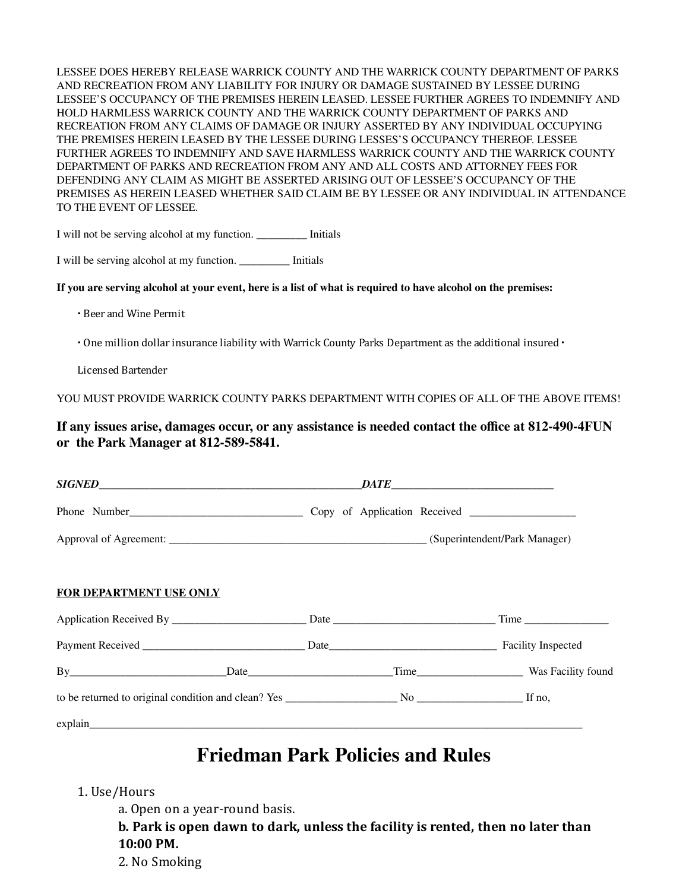LESSEE DOES HEREBY RELEASE WARRICK COUNTY AND THE WARRICK COUNTY DEPARTMENT OF PARKS AND RECREATION FROM ANY LIABILITY FOR INJURY OR DAMAGE SUSTAINED BY LESSEE DURING LESSEE'S OCCUPANCY OF THE PREMISES HEREIN LEASED. LESSEE FURTHER AGREES TO INDEMNIFY AND HOLD HARMLESS WARRICK COUNTY AND THE WARRICK COUNTY DEPARTMENT OF PARKS AND RECREATION FROM ANY CLAIMS OF DAMAGE OR INJURY ASSERTED BY ANY INDIVIDUAL OCCUPYING THE PREMISES HEREIN LEASED BY THE LESSEE DURING LESSES'S OCCUPANCY THEREOF. LESSEE FURTHER AGREES TO INDEMNIFY AND SAVE HARMLESS WARRICK COUNTY AND THE WARRICK COUNTY DEPARTMENT OF PARKS AND RECREATION FROM ANY AND ALL COSTS AND ATTORNEY FEES FOR DEFENDING ANY CLAIM AS MIGHT BE ASSERTED ARISING OUT OF LESSEE'S OCCUPANCY OF THE PREMISES AS HEREIN LEASED WHETHER SAID CLAIM BE BY LESSEE OR ANY INDIVIDUAL IN ATTENDANCE TO THE EVENT OF LESSEE.

I will not be serving alcohol at my function. _________ Initials

I will be serving alcohol at my function. _________ Initials

**If you are serving alcohol at your event, here is a list of what is required to have alcohol on the premises:**

- Beer and Wine Permit
- One million dollar insurance liability with Warrick County Parks Department as the additional insured
- Licensed Bartender

YOU MUST PROVIDE WARRICK COUNTY PARKS DEPARTMENT WITH COPIES OF ALL OF THE ABOVE ITEMS!

**If any issues arise, damages occur, or any assistance is needed contact the office at 812-490-4FUN or the Park Manager at 812-589-5841.**

***SIGNED***_______________________________________________***DATE***______________________________

Phone Number_______________________________ Copy of Application Received ___________________

Approval of Agreement: _______________________________________________ (Superintendent/Park Manager)

**FOR DEPARTMENT USE ONLY**

Application Received By ________________________ Date _____________________________ Time _______________

Payment Received ______________________________ Date______________________________ Facility Inspected

By____________________________Date__________________________Time___________________ Was Facility found

to be returned to original condition and clean? Yes ____________________ No ___________________ If no,

explain________________________________________________________________________________________

# Friedman Park Policies and Rules

1. Use/Hours
   a. Open on a year-round basis.
   **b. Park is open dawn to dark, unless the facility is rented, then no later than 10:00 PM.**
2. No Smoking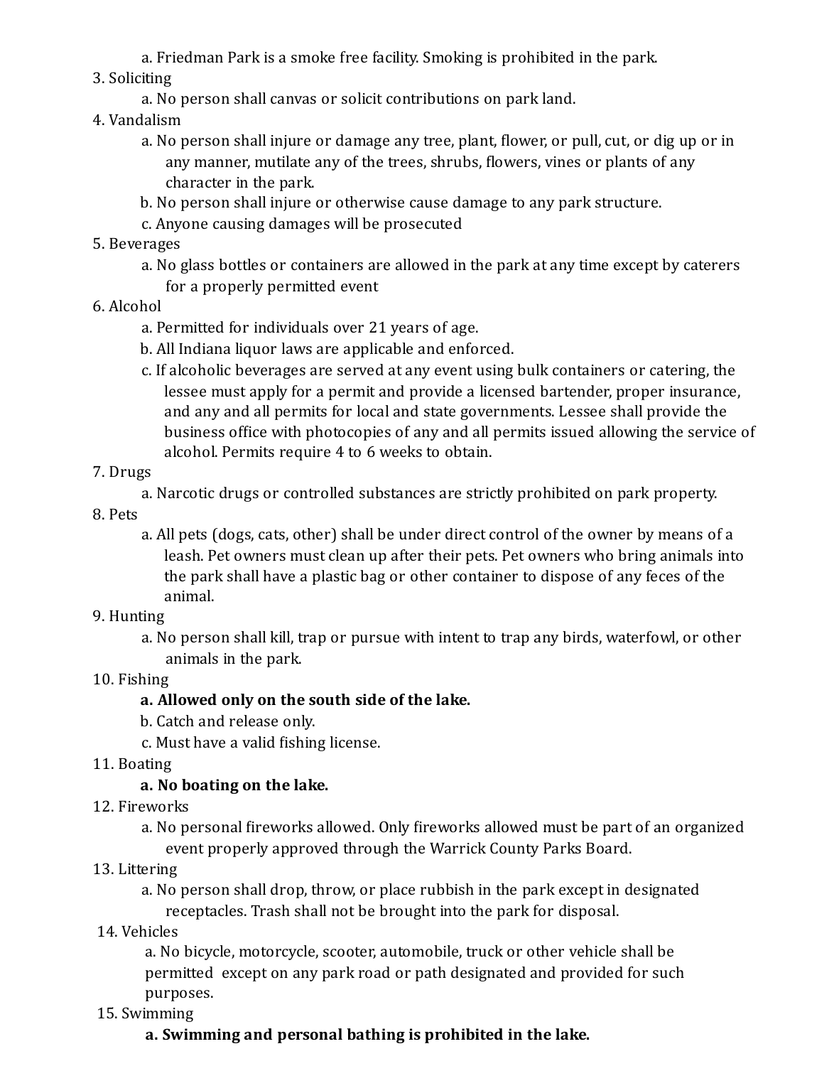a. Friedman Park is a smoke free facility. Smoking is prohibited in the park.

3. Soliciting
    a. No person shall canvas or solicit contributions on park land.
4. Vandalism
    a. No person shall injure or damage any tree, plant, flower, or pull, cut, or dig up or in any manner, mutilate any of the trees, shrubs, flowers, vines or plants of any character in the park.
    b. No person shall injure or otherwise cause damage to any park structure.
    c. Anyone causing damages will be prosecuted
5. Beverages
    a. No glass bottles or containers are allowed in the park at any time except by caterers for a properly permitted event
6. Alcohol
    a. Permitted for individuals over 21 years of age.
    b. All Indiana liquor laws are applicable and enforced.
    c. If alcoholic beverages are served at any event using bulk containers or catering, the lessee must apply for a permit and provide a licensed bartender, proper insurance, and any and all permits for local and state governments. Lessee shall provide the business office with photocopies of any and all permits issued allowing the service of alcohol. Permits require 4 to 6 weeks to obtain.
7. Drugs
    a. Narcotic drugs or controlled substances are strictly prohibited on park property.
8. Pets
    a. All pets (dogs, cats, other) shall be under direct control of the owner by means of a leash. Pet owners must clean up after their pets. Pet owners who bring animals into the park shall have a plastic bag or other container to dispose of any feces of the animal.
9. Hunting
    a. No person shall kill, trap or pursue with intent to trap any birds, waterfowl, or other animals in the park.
10. Fishing
    **a. Allowed only on the south side of the lake.**
    b. Catch and release only.
    c. Must have a valid fishing license.
11. Boating
    **a. No boating on the lake.**
12. Fireworks
    a. No personal fireworks allowed. Only fireworks allowed must be part of an organized event properly approved through the Warrick County Parks Board.
13. Littering
    a. No person shall drop, throw, or place rubbish in the park except in designated receptacles. Trash shall not be brought into the park for disposal.
14. Vehicles
    a. No bicycle, motorcycle, scooter, automobile, truck or other vehicle shall be permitted except on any park road or path designated and provided for such purposes.
15. Swimming
    **a. Swimming and personal bathing is prohibited in the lake.**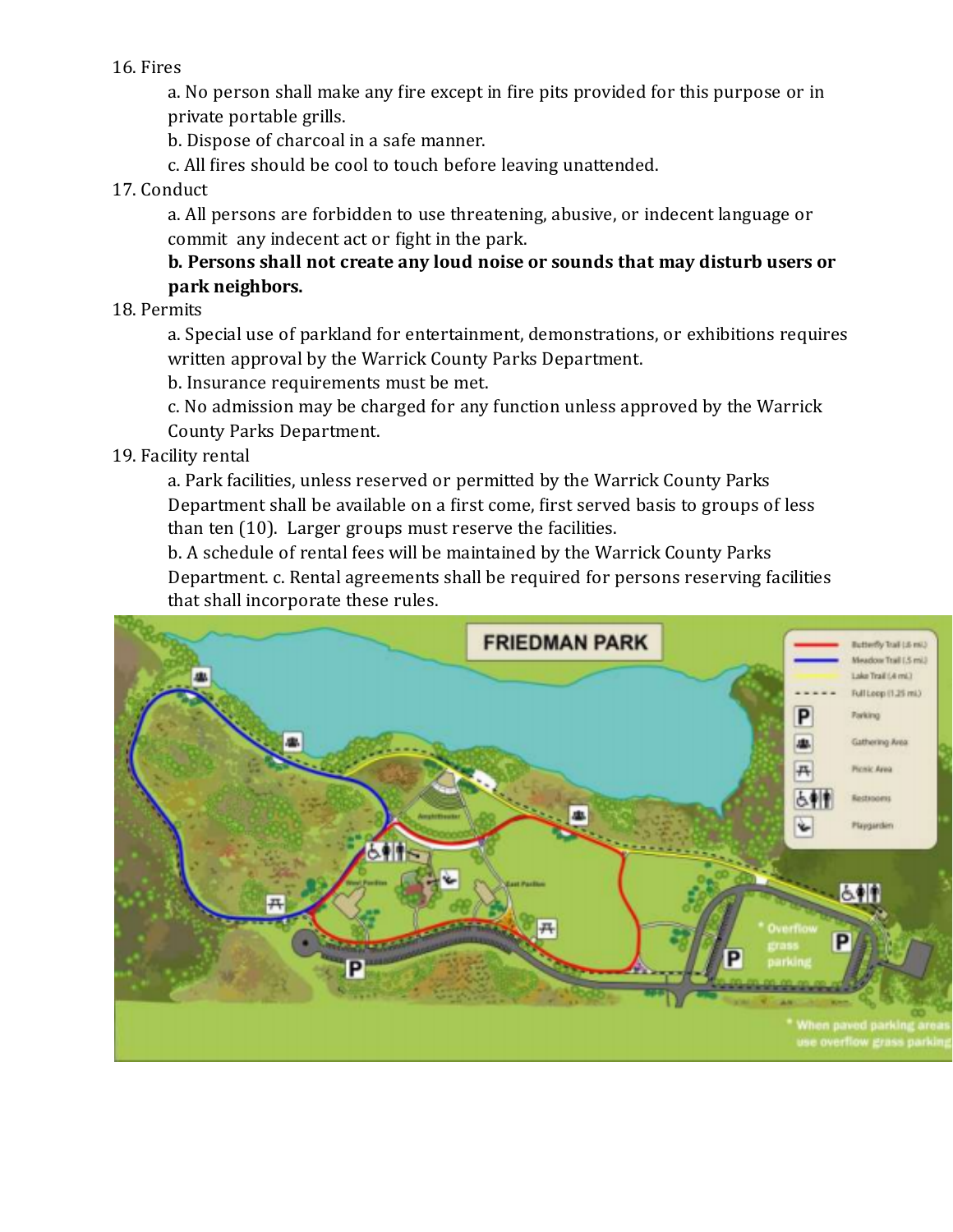16. Fires
    a. No person shall make any fire except in fire pits provided for this purpose or in private portable grills.
    b. Dispose of charcoal in a safe manner.
    c. All fires should be cool to touch before leaving unattended.
17. Conduct
    a. All persons are forbidden to use threatening, abusive, or indecent language or commit any indecent act or fight in the park.
    **b. Persons shall not create any loud noise or sounds that may disturb users or park neighbors.**
18. Permits
    a. Special use of parkland for entertainment, demonstrations, or exhibitions requires written approval by the Warrick County Parks Department.
    b. Insurance requirements must be met.
    c. No admission may be charged for any function unless approved by the Warrick County Parks Department.
19. Facility rental
    a. Park facilities, unless reserved or permitted by the Warrick County Parks Department shall be available on a first come, first served basis to groups of less than ten (10). Larger groups must reserve the facilities.
    b. A schedule of rental fees will be maintained by the Warrick County Parks Department. c. Rental agreements shall be required for persons reserving facilities that shall incorporate these rules.

FRIEDMAN PARK

Butterfly Trail (.6 mi.)
Meadow Trail (.5 mi.)
Lake Trail (.4 mi.)
Full Loop (1.25 mi.)
Parking
Gathering Area
Picnic Area
Restrooms
Playgarden

Amphitheater
West Pavilion
East Pavilion

* Overflow grass parking

* When paved parking areas use overflow grass parking